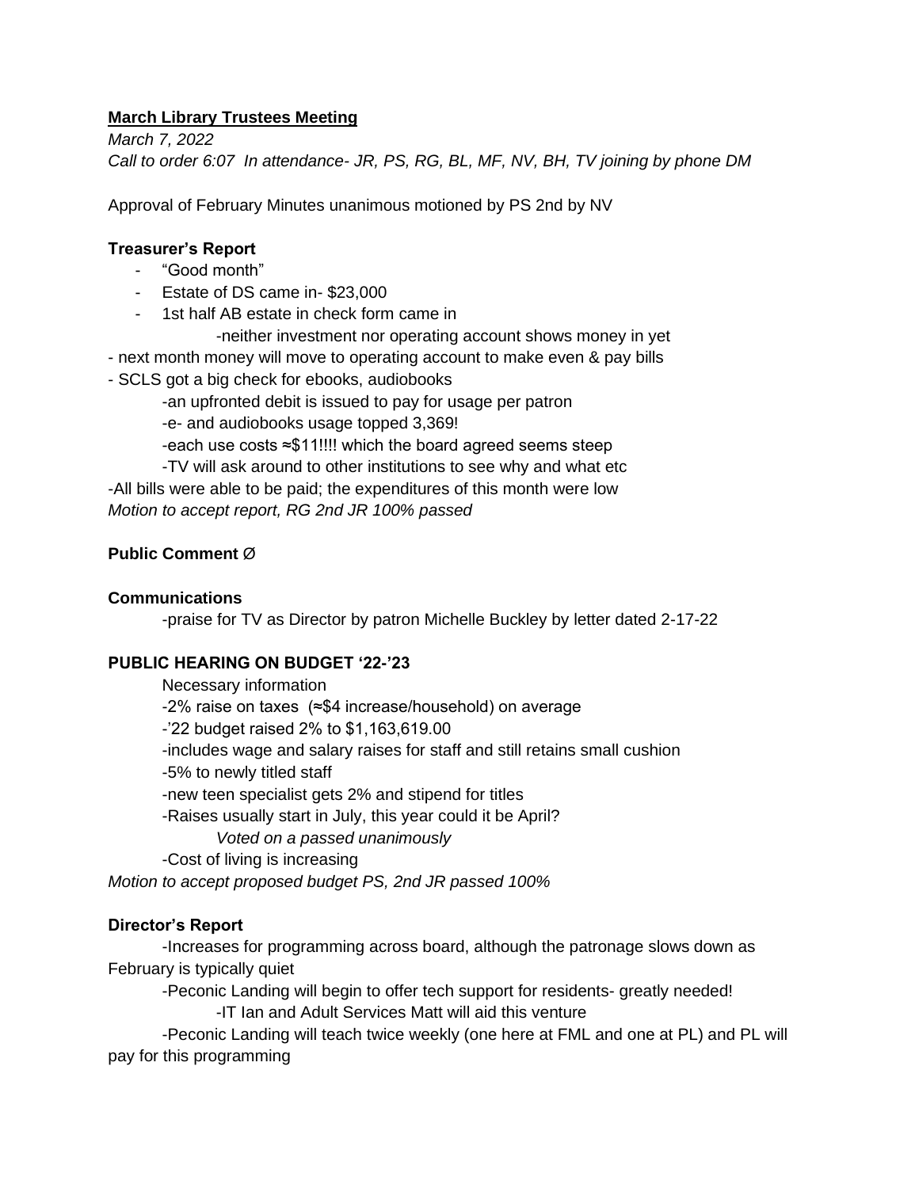**<u>March Library Trustees Meeting</u>**

*March 7, 2022*

*Call to order 6:07 In attendance- JR, PS, RG, BL, MF, NV, BH, TV joining by phone DM*

Approval of February Minutes unanimous motioned by PS 2nd by NV

**Treasurer's Report**

- "Good month"
- Estate of DS came in- $23,000
- 1st half AB estate in check form came in
    - -neither investment nor operating account shows money in yet

- next month money will move to operating account to make even & pay bills

- SCLS got a big check for ebooks, audiobooks

    -an upfronted debit is issued to pay for usage per patron

    -e- and audiobooks usage topped 3,369!

    -each use costs ≈$11!!!! which the board agreed seems steep

    -TV will ask around to other institutions to see why and what etc

-All bills were able to be paid; the expenditures of this month were low

*Motion to accept report, RG 2nd JR 100% passed*

**Public Comment** Ø

**Communications**

-praise for TV as Director by patron Michelle Buckley by letter dated 2-17-22

**PUBLIC HEARING ON BUDGET '22-'23**

Necessary information

-2% raise on taxes (≈$4 increase/household) on average

-'22 budget raised 2% to $1,163,619.00

-includes wage and salary raises for staff and still retains small cushion

-5% to newly titled staff

-new teen specialist gets 2% and stipend for titles

-Raises usually start in July, this year could it be April?

*Voted on a passed unanimously*

-Cost of living is increasing

*Motion to accept proposed budget PS, 2nd JR passed 100%*

**Director's Report**

-Increases for programming across board, although the patronage slows down as February is typically quiet

-Peconic Landing will begin to offer tech support for residents- greatly needed!

-IT Ian and Adult Services Matt will aid this venture

-Peconic Landing will teach twice weekly (one here at FML and one at PL) and PL will pay for this programming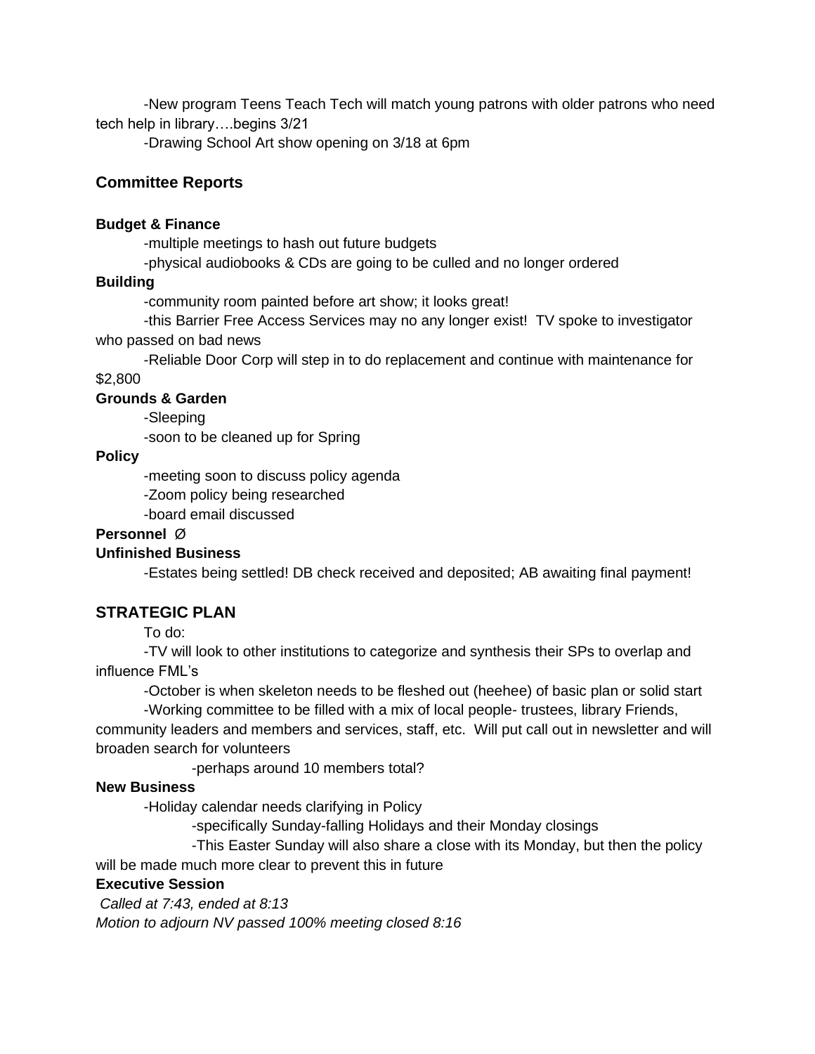-New program Teens Teach Tech will match young patrons with older patrons who need tech help in library….begins 3/21

-Drawing School Art show opening on 3/18 at 6pm

## Committee Reports

**Budget & Finance**

-multiple meetings to hash out future budgets

-physical audiobooks & CDs are going to be culled and no longer ordered

**Building**

-community room painted before art show; it looks great!

-this Barrier Free Access Services may no any longer exist! TV spoke to investigator who passed on bad news

-Reliable Door Corp will step in to do replacement and continue with maintenance for $2,800

**Grounds & Garden**

-Sleeping

-soon to be cleaned up for Spring

**Policy**

-meeting soon to discuss policy agenda

-Zoom policy being researched

-board email discussed

**Personnel** Ø

**Unfinished Business**

-Estates being settled! DB check received and deposited; AB awaiting final payment!

## STRATEGIC PLAN

To do:

-TV will look to other institutions to categorize and synthesis their SPs to overlap and influence FML's

-October is when skeleton needs to be fleshed out (heehee) of basic plan or solid start

-Working committee to be filled with a mix of local people- trustees, library Friends, community leaders and members and services, staff, etc. Will put call out in newsletter and will broaden search for volunteers

-perhaps around 10 members total?

**New Business**

-Holiday calendar needs clarifying in Policy

-specifically Sunday-falling Holidays and their Monday closings

-This Easter Sunday will also share a close with its Monday, but then the policy will be made much more clear to prevent this in future

**Executive Session**

*Called at 7:43, ended at 8:13*

*Motion to adjourn NV passed 100% meeting closed 8:16*